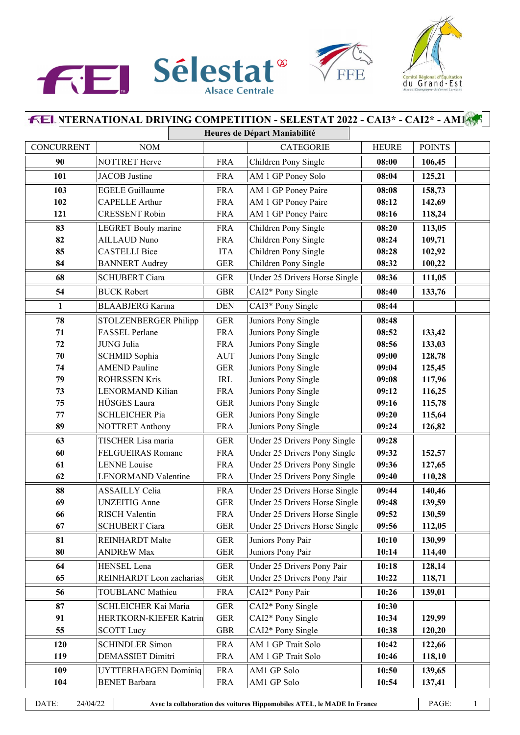# FEI INTERNATIONAL DRIVING COMPETITION - SELESTAT 2022 - CAI3* - CAI2* - AM1

## Heures de Départ Maniabilité

| CONCURRENT | NOM | | CATEGORIE | HEURE | POINTS | |
|---|---|---|---|---|---|---|
| 90 | NOTTRET Herve | FRA | Children Pony Single | 08:00 | 106,45 | |
| 101 | JACOB Justine | FRA | AM 1 GP Poney Solo | 08:04 | 125,21 | |
| 103 | EGELE Guillaume | FRA | AM 1 GP Poney Paire | 08:08 | 158,73 | |
| 102 | CAPELLE Arthur | FRA | AM 1 GP Poney Paire | 08:12 | 142,69 | |
| 121 | CRESSENT Robin | FRA | AM 1 GP Poney Paire | 08:16 | 118,24 | |
| 83 | LEGRET Bouly marine | FRA | Children Pony Single | 08:20 | 113,05 | |
| 82 | AILLAUD Nuno | FRA | Children Pony Single | 08:24 | 109,71 | |
| 85 | CASTELLI Bice | ITA | Children Pony Single | 08:28 | 102,92 | |
| 84 | BANNERT Audrey | GER | Children Pony Single | 08:32 | 100,22 | |
| 68 | SCHUBERT Ciara | GER | Under 25 Drivers Horse Single | 08:36 | 111,05 | |
| 54 | BUCK Robert | GBR | CAI2* Pony Single | 08:40 | 133,76 | |
| 1 | BLAABJERG Karina | DEN | CAI3* Pony Single | 08:44 | | |
| 78 | STOLZENBERGER Philipp | GER | Juniors Pony Single | 08:48 | | |
| 71 | FASSEL Perlane | FRA | Juniors Pony Single | 08:52 | 133,42 | |
| 72 | JUNG Julia | FRA | Juniors Pony Single | 08:56 | 133,03 | |
| 70 | SCHMID Sophia | AUT | Juniors Pony Single | 09:00 | 128,78 | |
| 74 | AMEND Pauline | GER | Juniors Pony Single | 09:04 | 125,45 | |
| 79 | ROHRSSEN Kris | IRL | Juniors Pony Single | 09:08 | 117,96 | |
| 73 | LENORMAND Kilian | FRA | Juniors Pony Single | 09:12 | 116,25 | |
| 75 | HÜSGES Laura | GER | Juniors Pony Single | 09:16 | 115,78 | |
| 77 | SCHLEICHER Pia | GER | Juniors Pony Single | 09:20 | 115,64 | |
| 89 | NOTTRET Anthony | FRA | Juniors Pony Single | 09:24 | 126,82 | |
| 63 | TISCHER Lisa maria | GER | Under 25 Drivers Pony Single | 09:28 | | |
| 60 | FELGUEIRAS Romane | FRA | Under 25 Drivers Pony Single | 09:32 | 152,57 | |
| 61 | LENNE Louise | FRA | Under 25 Drivers Pony Single | 09:36 | 127,65 | |
| 62 | LENORMAND Valentine | FRA | Under 25 Drivers Pony Single | 09:40 | 110,28 | |
| 88 | ASSAILLY Celia | FRA | Under 25 Drivers Horse Single | 09:44 | 140,46 | |
| 69 | UNZEITIG Anne | GER | Under 25 Drivers Horse Single | 09:48 | 139,59 | |
| 66 | RISCH Valentin | FRA | Under 25 Drivers Horse Single | 09:52 | 130,59 | |
| 67 | SCHUBERT Ciara | GER | Under 25 Drivers Horse Single | 09:56 | 112,05 | |
| 81 | REINHARDT Malte | GER | Juniors Pony Pair | 10:10 | 130,99 | |
| 80 | ANDREW Max | GER | Juniors Pony Pair | 10:14 | 114,40 | |
| 64 | HENSEL Lena | GER | Under 25 Drivers Pony Pair | 10:18 | 128,14 | |
| 65 | REINHARDT Leon zacharias | GER | Under 25 Drivers Pony Pair | 10:22 | 118,71 | |
| 56 | TOUBLANC Mathieu | FRA | CAI2* Pony Pair | 10:26 | 139,01 | |
| 87 | SCHLEICHER Kai Maria | GER | CAI2* Pony Single | 10:30 | | |
| 91 | HERTKORN-KIEFER Katrin | GER | CAI2* Pony Single | 10:34 | 129,99 | |
| 55 | SCOTT Lucy | GBR | CAI2* Pony Single | 10:38 | 120,20 | |
| 120 | SCHINDLER Simon | FRA | AM 1 GP Trait Solo | 10:42 | 122,66 | |
| 119 | DEMASSIET Dimitri | FRA | AM 1 GP Trait Solo | 10:46 | 118,10 | |
| 109 | UYTTERHAEGEN Dominiq | FRA | AM1 GP Solo | 10:50 | 139,65 | |
| 104 | BENET Barbara | FRA | AM1 GP Solo | 10:54 | 137,41 | |

DATE: 24/04/22 — Avec la collaboration des voitures Hippomobiles ATEL, le MADE In France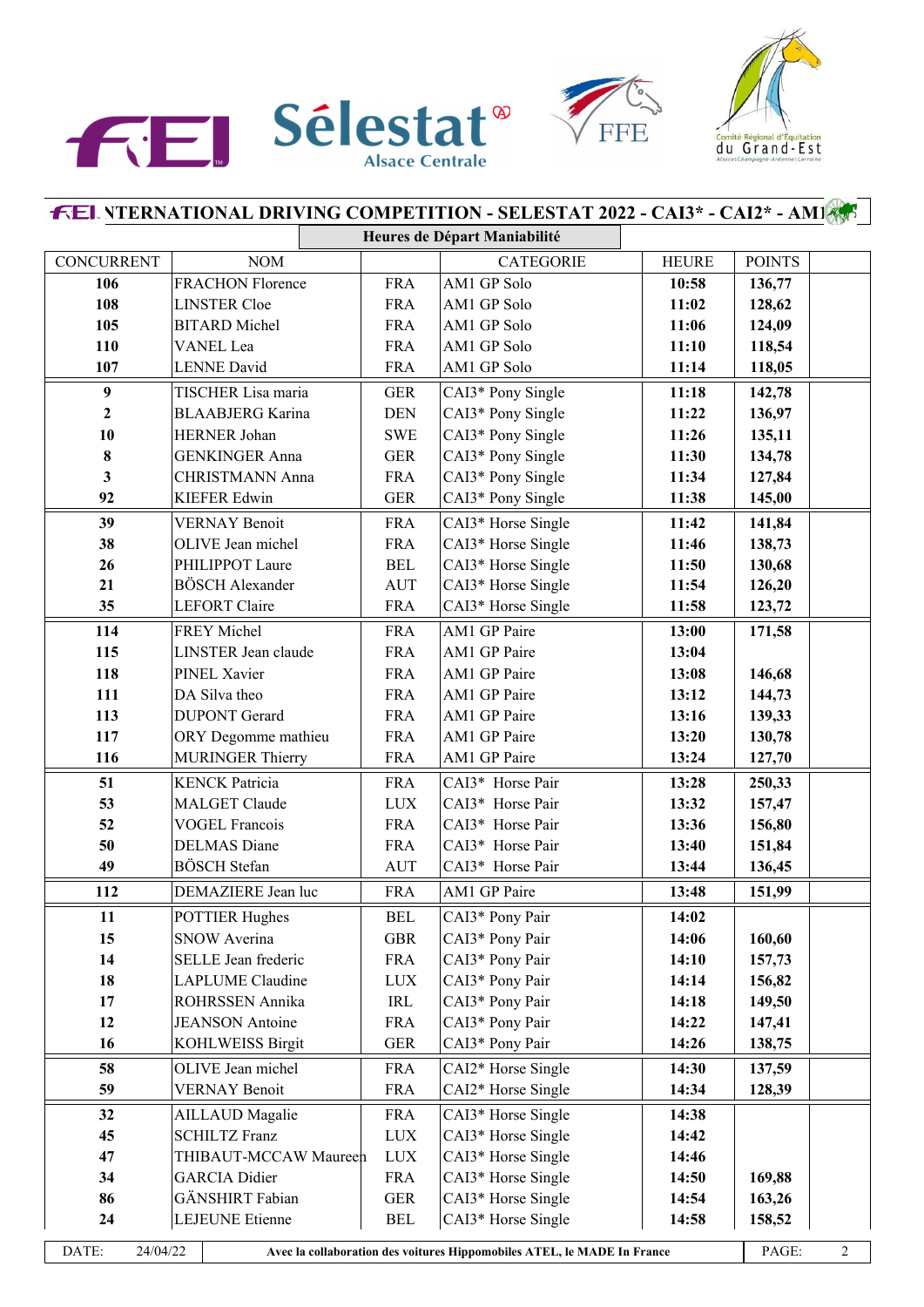## INTERNATIONAL DRIVING COMPETITION - SELESTAT 2022 - CAI3* - CAI2* - AM1

### Heures de Départ Maniabilité

| CONCURRENT | NOM | | CATEGORIE | HEURE | POINTS | |
|---|---|---|---|---|---|---|
| 106 | FRACHON Florence | FRA | AM1 GP Solo | 10:58 | 136,77 | |
| 108 | LINSTER Cloe | FRA | AM1 GP Solo | 11:02 | 128,62 | |
| 105 | BITARD Michel | FRA | AM1 GP Solo | 11:06 | 124,09 | |
| 110 | VANEL Lea | FRA | AM1 GP Solo | 11:10 | 118,54 | |
| 107 | LENNE David | FRA | AM1 GP Solo | 11:14 | 118,05 | |
| 9 | TISCHER Lisa maria | GER | CAI3* Pony Single | 11:18 | 142,78 | |
| 2 | BLAABJERG Karina | DEN | CAI3* Pony Single | 11:22 | 136,97 | |
| 10 | HERNER Johan | SWE | CAI3* Pony Single | 11:26 | 135,11 | |
| 8 | GENKINGER Anna | GER | CAI3* Pony Single | 11:30 | 134,78 | |
| 3 | CHRISTMANN Anna | FRA | CAI3* Pony Single | 11:34 | 127,84 | |
| 92 | KIEFER Edwin | GER | CAI3* Pony Single | 11:38 | 145,00 | |
| 39 | VERNAY Benoit | FRA | CAI3* Horse Single | 11:42 | 141,84 | |
| 38 | OLIVE Jean michel | FRA | CAI3* Horse Single | 11:46 | 138,73 | |
| 26 | PHILIPPOT Laure | BEL | CAI3* Horse Single | 11:50 | 130,68 | |
| 21 | BÖSCH Alexander | AUT | CAI3* Horse Single | 11:54 | 126,20 | |
| 35 | LEFORT Claire | FRA | CAI3* Horse Single | 11:58 | 123,72 | |
| 114 | FREY Michel | FRA | AM1 GP Paire | 13:00 | 171,58 | |
| 115 | LINSTER Jean claude | FRA | AM1 GP Paire | 13:04 | | |
| 118 | PINEL Xavier | FRA | AM1 GP Paire | 13:08 | 146,68 | |
| 111 | DA Silva theo | FRA | AM1 GP Paire | 13:12 | 144,73 | |
| 113 | DUPONT Gerard | FRA | AM1 GP Paire | 13:16 | 139,33 | |
| 117 | ORY Degomme mathieu | FRA | AM1 GP Paire | 13:20 | 130,78 | |
| 116 | MURINGER Thierry | FRA | AM1 GP Paire | 13:24 | 127,70 | |
| 51 | KENCK Patricia | FRA | CAI3* Horse Pair | 13:28 | 250,33 | |
| 53 | MALGET Claude | LUX | CAI3* Horse Pair | 13:32 | 157,47 | |
| 52 | VOGEL Francois | FRA | CAI3* Horse Pair | 13:36 | 156,80 | |
| 50 | DELMAS Diane | FRA | CAI3* Horse Pair | 13:40 | 151,84 | |
| 49 | BÖSCH Stefan | AUT | CAI3* Horse Pair | 13:44 | 136,45 | |
| 112 | DEMAZIERE Jean luc | FRA | AM1 GP Paire | 13:48 | 151,99 | |
| 11 | POTTIER Hughes | BEL | CAI3* Pony Pair | 14:02 | | |
| 15 | SNOW Averina | GBR | CAI3* Pony Pair | 14:06 | 160,60 | |
| 14 | SELLE Jean frederic | FRA | CAI3* Pony Pair | 14:10 | 157,73 | |
| 18 | LAPLUME Claudine | LUX | CAI3* Pony Pair | 14:14 | 156,82 | |
| 17 | ROHRSSEN Annika | IRL | CAI3* Pony Pair | 14:18 | 149,50 | |
| 12 | JEANSON Antoine | FRA | CAI3* Pony Pair | 14:22 | 147,41 | |
| 16 | KOHLWEISS Birgit | GER | CAI3* Pony Pair | 14:26 | 138,75 | |
| 58 | OLIVE Jean michel | FRA | CAI2* Horse Single | 14:30 | 137,59 | |
| 59 | VERNAY Benoit | FRA | CAI2* Horse Single | 14:34 | 128,39 | |
| 32 | AILLAUD Magalie | FRA | CAI3* Horse Single | 14:38 | | |
| 45 | SCHILTZ Franz | LUX | CAI3* Horse Single | 14:42 | | |
| 47 | THIBAUT-MCCAW Maureen | LUX | CAI3* Horse Single | 14:46 | | |
| 34 | GARCIA Didier | FRA | CAI3* Horse Single | 14:50 | 169,88 | |
| 86 | GÄNSHIRT Fabian | GER | CAI3* Horse Single | 14:54 | 163,26 | |
| 24 | LEJEUNE Etienne | BEL | CAI3* Horse Single | 14:58 | 158,52 | |

DATE: 24/04/22 — Avec la collaboration des voitures Hippomobiles ATEL, le MADE In France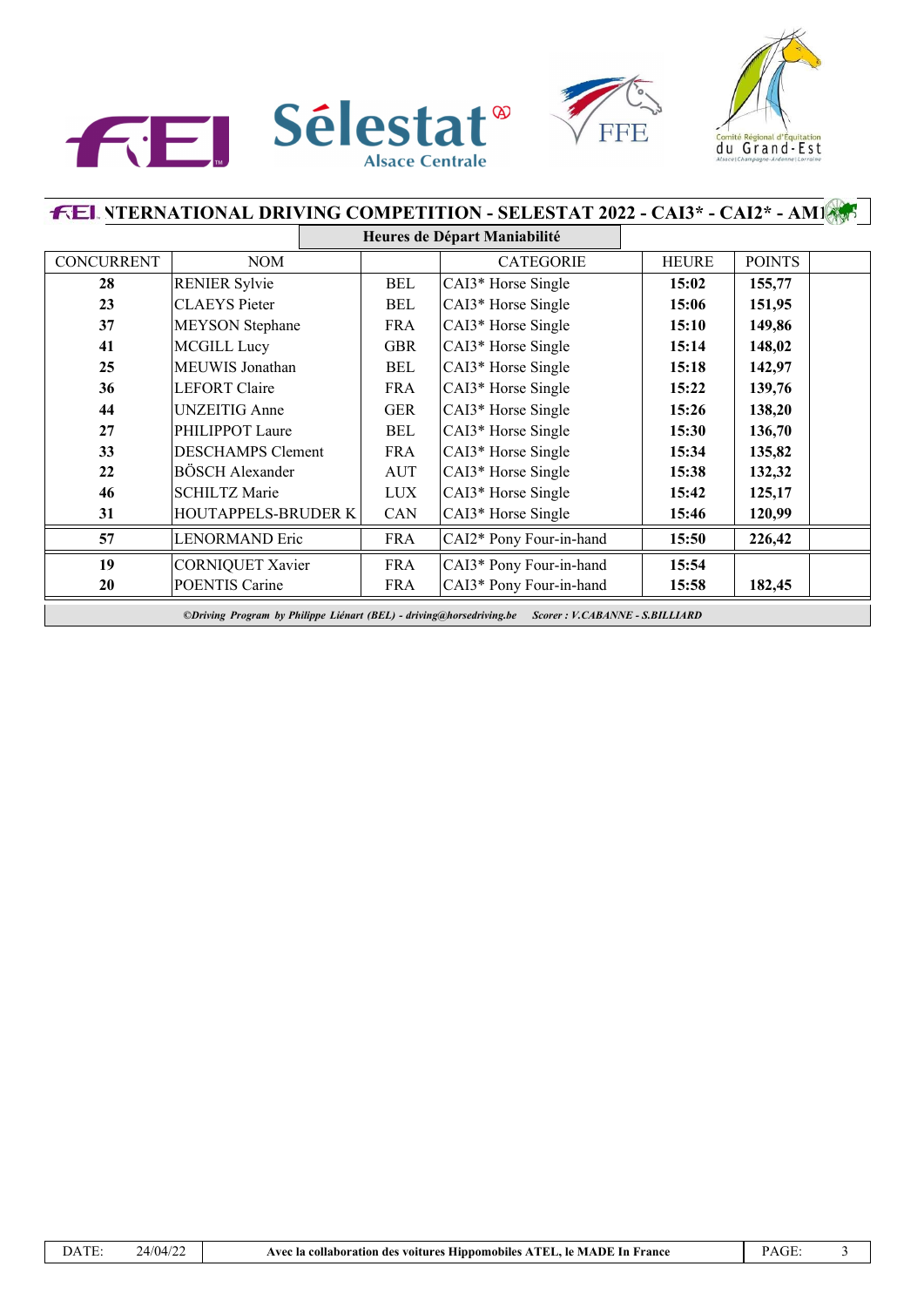## FEI INTERNATIONAL DRIVING COMPETITION - SELESTAT 2022 - CAI3* - CAI2* - AM1

### Heures de Départ Maniabilité

| CONCURRENT | NOM | | CATEGORIE | HEURE | POINTS | |
|---|---|---|---|---|---|---|
| **28** | RENIER Sylvie | BEL | CAI3* Horse Single | **15:02** | **155,77** | |
| **23** | CLAEYS Pieter | BEL | CAI3* Horse Single | **15:06** | **151,95** | |
| **37** | MEYSON Stephane | FRA | CAI3* Horse Single | **15:10** | **149,86** | |
| **41** | MCGILL Lucy | GBR | CAI3* Horse Single | **15:14** | **148,02** | |
| **25** | MEUWIS Jonathan | BEL | CAI3* Horse Single | **15:18** | **142,97** | |
| **36** | LEFORT Claire | FRA | CAI3* Horse Single | **15:22** | **139,76** | |
| **44** | UNZEITIG Anne | GER | CAI3* Horse Single | **15:26** | **138,20** | |
| **27** | PHILIPPOT Laure | BEL | CAI3* Horse Single | **15:30** | **136,70** | |
| **33** | DESCHAMPS Clement | FRA | CAI3* Horse Single | **15:34** | **135,82** | |
| **22** | BÖSCH Alexander | AUT | CAI3* Horse Single | **15:38** | **132,32** | |
| **46** | SCHILTZ Marie | LUX | CAI3* Horse Single | **15:42** | **125,17** | |
| **31** | HOUTAPPELS-BRUDER K | CAN | CAI3* Horse Single | **15:46** | **120,99** | |
| **57** | LENORMAND Eric | FRA | CAI2* Pony Four-in-hand | **15:50** | **226,42** | |
| **19** | CORNIQUET Xavier | FRA | CAI3* Pony Four-in-hand | **15:54** | | |
| **20** | POENTIS Carine | FRA | CAI3* Pony Four-in-hand | **15:58** | **182,45** | |

***©Driving Program by Philippe Liénart (BEL) - driving@horsedriving.be Scorer : V.CABANNE - S.BILLIARD***

DATE: 24/04/22 — **Avec la collaboration des voitures Hippomobiles ATEL, le MADE In France**